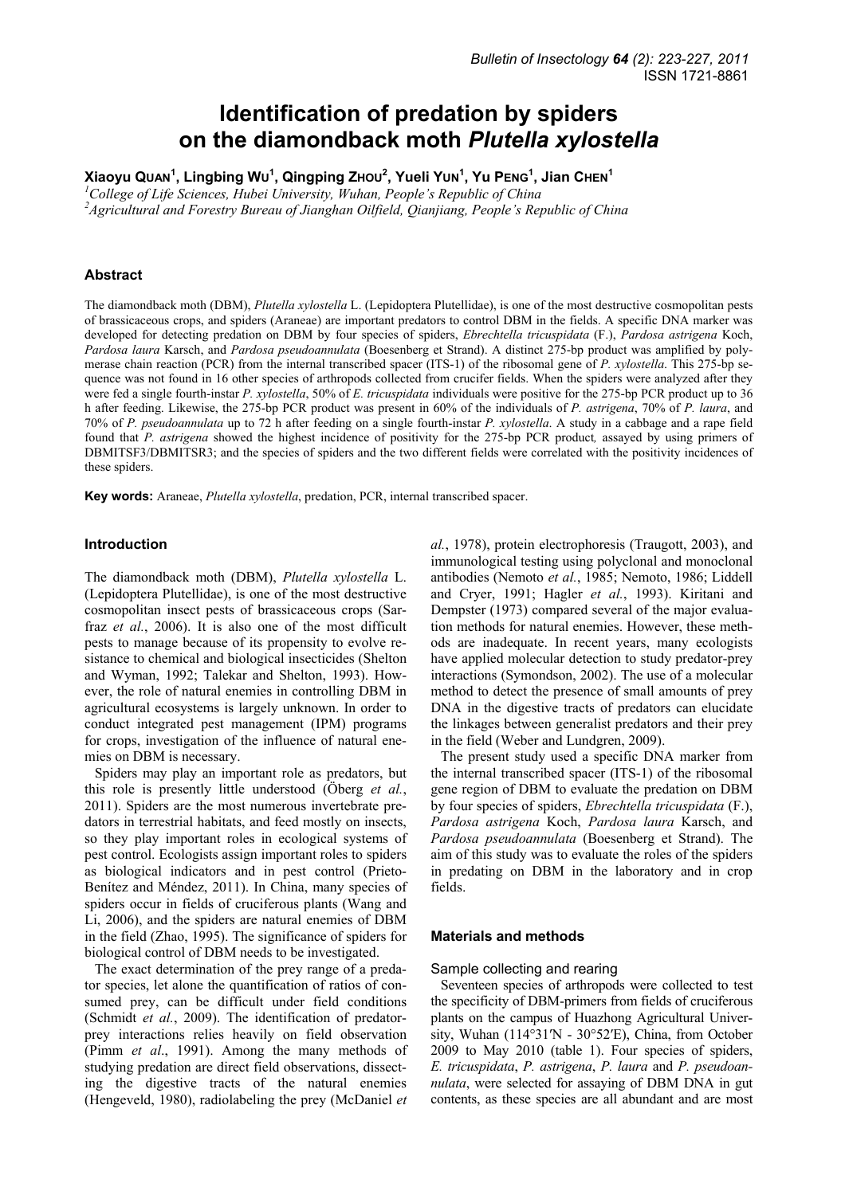# Identification of predation by spiders on the diamondback moth *Plutella xylostella*

**Xiaoyu QUAN[1], Lingbing WU[1], Qingping ZHOU[2], Yueli YUN[1], Yu PENG[1], Jian CHEN[1]**

[1]*College of Life Sciences, Hubei University, Wuhan, People's Republic of China*
[2]*Agricultural and Forestry Bureau of Jianghan Oilfield, Qianjiang, People's Republic of China*

## Abstract

The diamondback moth (DBM), *Plutella xylostella* L. (Lepidoptera Plutellidae), is one of the most destructive cosmopolitan pests of brassicaceous crops, and spiders (Araneae) are important predators to control DBM in the fields. A specific DNA marker was developed for detecting predation on DBM by four species of spiders, *Ebrechtella tricuspidata* (F.), *Pardosa astrigena* Koch, *Pardosa laura* Karsch, and *Pardosa pseudoannulata* (Boesenberg et Strand). A distinct 275-bp product was amplified by polymerase chain reaction (PCR) from the internal transcribed spacer (ITS-1) of the ribosomal gene of *P. xylostella*. This 275-bp sequence was not found in 16 other species of arthropods collected from crucifer fields. When the spiders were analyzed after they were fed a single fourth-instar *P. xylostella*, 50% of *E. tricuspidata* individuals were positive for the 275-bp PCR product up to 36 h after feeding. Likewise, the 275-bp PCR product was present in 60% of the individuals of *P. astrigena*, 70% of *P. laura*, and 70% of *P. pseudoannulata* up to 72 h after feeding on a single fourth-instar *P. xylostella*. A study in a cabbage and a rape field found that *P. astrigena* showed the highest incidence of positivity for the 275-bp PCR product, assayed by using primers of DBMITSF3/DBMITSR3; and the species of spiders and the two different fields were correlated with the positivity incidences of these spiders.

**Key words:** Araneae, *Plutella xylostella*, predation, PCR, internal transcribed spacer.

## Introduction

The diamondback moth (DBM), *Plutella xylostella* L. (Lepidoptera Plutellidae), is one of the most destructive cosmopolitan insect pests of brassicaceous crops (Sarfraz *et al.*, 2006). It is also one of the most difficult pests to manage because of its propensity to evolve resistance to chemical and biological insecticides (Shelton and Wyman, 1992; Talekar and Shelton, 1993). However, the role of natural enemies in controlling DBM in agricultural ecosystems is largely unknown. In order to conduct integrated pest management (IPM) programs for crops, investigation of the influence of natural enemies on DBM is necessary.

Spiders may play an important role as predators, but this role is presently little understood (Öberg *et al.*, 2011). Spiders are the most numerous invertebrate predators in terrestrial habitats, and feed mostly on insects, so they play important roles in ecological systems of pest control. Ecologists assign important roles to spiders as biological indicators and in pest control (Prieto-Benítez and Méndez, 2011). In China, many species of spiders occur in fields of cruciferous plants (Wang and Li, 2006), and the spiders are natural enemies of DBM in the field (Zhao, 1995). The significance of spiders for biological control of DBM needs to be investigated.

The exact determination of the prey range of a predator species, let alone the quantification of ratios of consumed prey, can be difficult under field conditions (Schmidt *et al.*, 2009). The identification of predator-prey interactions relies heavily on field observation (Pimm *et al*., 1991). Among the many methods of studying predation are direct field observations, dissecting the digestive tracts of the natural enemies (Hengeveld, 1980), radiolabeling the prey (McDaniel *et al.*, 1978), protein electrophoresis (Traugott, 2003), and immunological testing using polyclonal and monoclonal antibodies (Nemoto *et al.*, 1985; Nemoto, 1986; Liddell and Cryer, 1991; Hagler *et al.*, 1993). Kiritani and Dempster (1973) compared several of the major evaluation methods for natural enemies. However, these methods are inadequate. In recent years, many ecologists have applied molecular detection to study predator-prey interactions (Symondson, 2002). The use of a molecular method to detect the presence of small amounts of prey DNA in the digestive tracts of predators can elucidate the linkages between generalist predators and their prey in the field (Weber and Lundgren, 2009).

The present study used a specific DNA marker from the internal transcribed spacer (ITS-1) of the ribosomal gene region of DBM to evaluate the predation on DBM by four species of spiders, *Ebrechtella tricuspidata* (F.), *Pardosa astrigena* Koch, *Pardosa laura* Karsch, and *Pardosa pseudoannulata* (Boesenberg et Strand). The aim of this study was to evaluate the roles of the spiders in predating on DBM in the laboratory and in crop fields.

## Materials and methods

### Sample collecting and rearing

Seventeen species of arthropods were collected to test the specificity of DBM-primers from fields of cruciferous plants on the campus of Huazhong Agricultural University, Wuhan (114°31′N - 30°52′E), China, from October 2009 to May 2010 (table 1). Four species of spiders, *E. tricuspidata*, *P. astrigena*, *P. laura* and *P. pseudoannulata*, were selected for assaying of DBM DNA in gut contents, as these species are all abundant and are most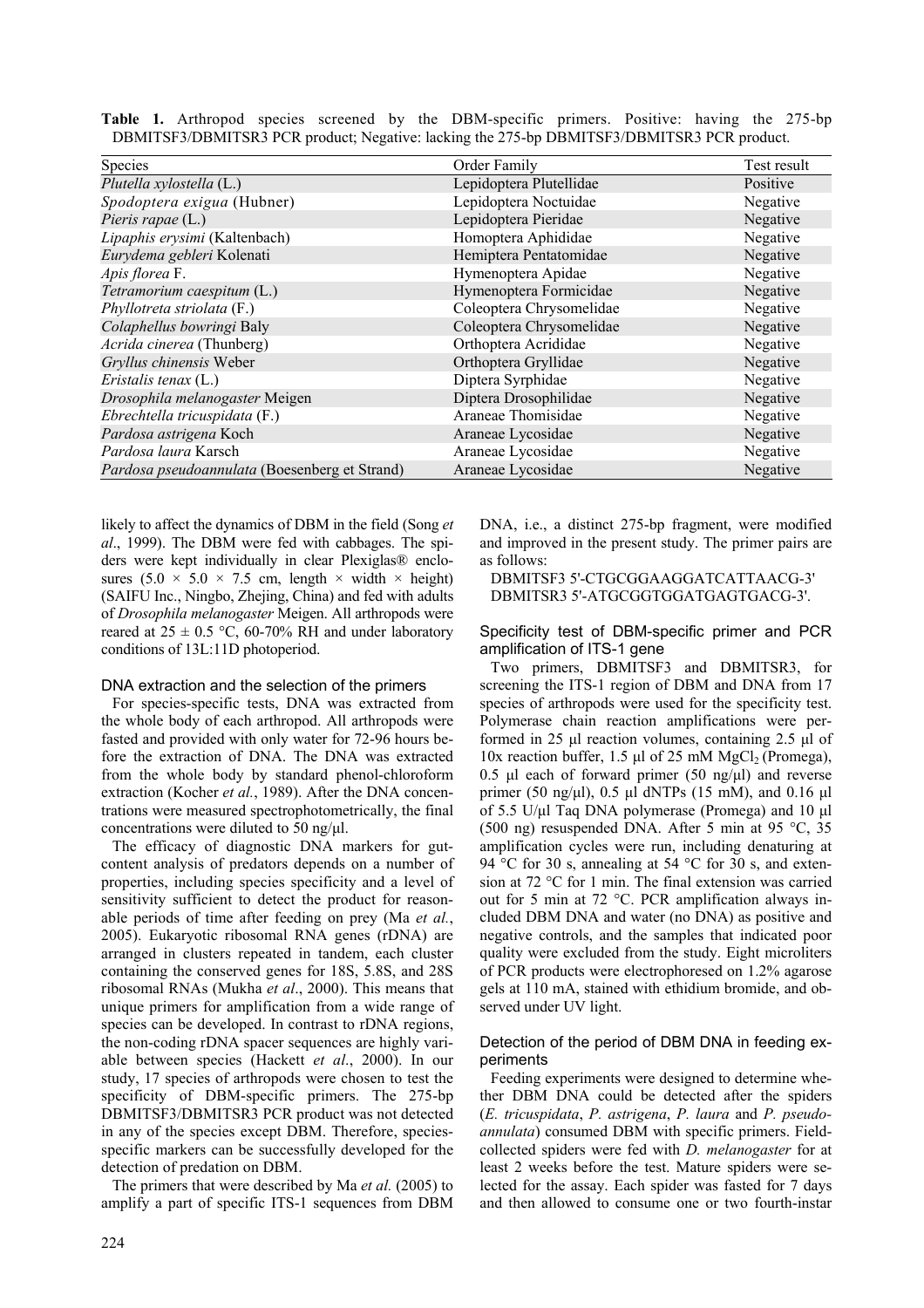**Table 1.** Arthropod species screened by the DBM-specific primers. Positive: having the 275-bp DBMITSF3/DBMITSR3 PCR product; Negative: lacking the 275-bp DBMITSF3/DBMITSR3 PCR product.

| Species | Order Family | Test result |
|---|---|---|
| *Plutella xylostella* (L.) | Lepidoptera Plutellidae | Positive |
| *Spodoptera exigua* (Hubner) | Lepidoptera Noctuidae | Negative |
| *Pieris rapae* (L.) | Lepidoptera Pieridae | Negative |
| *Lipaphis erysimi* (Kaltenbach) | Homoptera Aphididae | Negative |
| *Eurydema gebleri* Kolenati | Hemiptera Pentatomidae | Negative |
| *Apis florea* F. | Hymenoptera Apidae | Negative |
| *Tetramorium caespitum* (L.) | Hymenoptera Formicidae | Negative |
| *Phyllotreta striolata* (F.) | Coleoptera Chrysomelidae | Negative |
| *Colaphellus bowringi* Baly | Coleoptera Chrysomelidae | Negative |
| *Acrida cinerea* (Thunberg) | Orthoptera Acrididae | Negative |
| *Gryllus chinensis* Weber | Orthoptera Gryllidae | Negative |
| *Eristalis tenax* (L.) | Diptera Syrphidae | Negative |
| *Drosophila melanogaster* Meigen | Diptera Drosophilidae | Negative |
| *Ebrechtella tricuspidata* (F.) | Araneae Thomisidae | Negative |
| *Pardosa astrigena* Koch | Araneae Lycosidae | Negative |
| *Pardosa laura* Karsch | Araneae Lycosidae | Negative |
| *Pardosa pseudoannulata* (Boesenberg et Strand) | Araneae Lycosidae | Negative |

likely to affect the dynamics of DBM in the field (Song *et al*., 1999). The DBM were fed with cabbages. The spiders were kept individually in clear Plexiglas® enclosures (5.0 × 5.0 × 7.5 cm, length × width × height) (SAIFU Inc., Ningbo, Zhejing, China) and fed with adults of *Drosophila melanogaster* Meigen. All arthropods were reared at 25 ± 0.5 °C, 60-70% RH and under laboratory conditions of 13L:11D photoperiod.

### DNA extraction and the selection of the primers

For species-specific tests, DNA was extracted from the whole body of each arthropod. All arthropods were fasted and provided with only water for 72-96 hours before the extraction of DNA. The DNA was extracted from the whole body by standard phenol-chloroform extraction (Kocher *et al.*, 1989). After the DNA concentrations were measured spectrophotometrically, the final concentrations were diluted to 50 ng/µl.

The efficacy of diagnostic DNA markers for gut-content analysis of predators depends on a number of properties, including species specificity and a level of sensitivity sufficient to detect the product for reasonable periods of time after feeding on prey (Ma *et al.*, 2005). Eukaryotic ribosomal RNA genes (rDNA) are arranged in clusters repeated in tandem, each cluster containing the conserved genes for 18S, 5.8S, and 28S ribosomal RNAs (Mukha *et al*., 2000). This means that unique primers for amplification from a wide range of species can be developed. In contrast to rDNA regions, the non-coding rDNA spacer sequences are highly variable between species (Hackett *et al*., 2000). In our study, 17 species of arthropods were chosen to test the specificity of DBM-specific primers. The 275-bp DBMITSF3/DBMITSR3 PCR product was not detected in any of the species except DBM. Therefore, species-specific markers can be successfully developed for the detection of predation on DBM.

The primers that were described by Ma *et al.* (2005) to amplify a part of specific ITS-1 sequences from DBM DNA, i.e., a distinct 275-bp fragment, were modified and improved in the present study. The primer pairs are as follows:

DBMITSF3 5'-CTGCGGAAGGATCATTAACG-3'
DBMITSR3 5'-ATGCGGTGGATGAGTGACG-3'.

### Specificity test of DBM-specific primer and PCR amplification of ITS-1 gene

Two primers, DBMITSF3 and DBMITSR3, for screening the ITS-1 region of DBM and DNA from 17 species of arthropods were used for the specificity test. Polymerase chain reaction amplifications were performed in 25 µl reaction volumes, containing 2.5 µl of 10x reaction buffer, 1.5 µl of 25 mM $MgCl_2$ (Promega), 0.5 µl each of forward primer (50 ng/µl) and reverse primer (50 ng/µl), 0.5 µl dNTPs (15 mM), and 0.16 µl of 5.5 U/µl Taq DNA polymerase (Promega) and 10 µl (500 ng) resuspended DNA. After 5 min at 95 °C, 35 amplification cycles were run, including denaturing at 94 °C for 30 s, annealing at 54 °C for 30 s, and extension at 72 °C for 1 min. The final extension was carried out for 5 min at 72 °C. PCR amplification always included DBM DNA and water (no DNA) as positive and negative controls, and the samples that indicated poor quality were excluded from the study. Eight microliters of PCR products were electrophoresed on 1.2% agarose gels at 110 mA, stained with ethidium bromide, and observed under UV light.

### Detection of the period of DBM DNA in feeding experiments

Feeding experiments were designed to determine whether DBM DNA could be detected after the spiders (*E. tricuspidata*, *P. astrigena*, *P. laura* and *P. pseudoannulata*) consumed DBM with specific primers. Field-collected spiders were fed with *D. melanogaster* for at least 2 weeks before the test. Mature spiders were selected for the assay. Each spider was fasted for 7 days and then allowed to consume one or two fourth-instar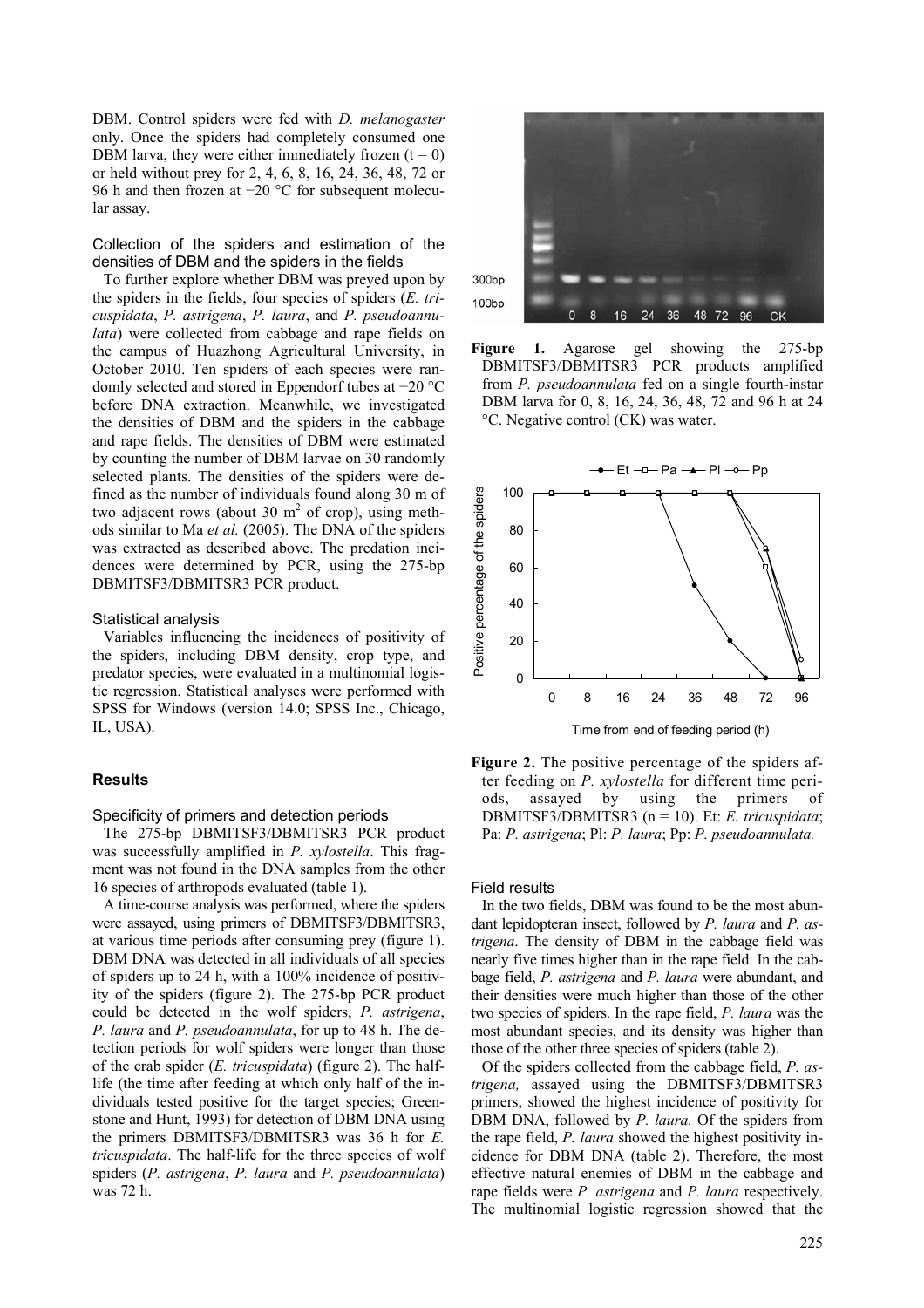DBM. Control spiders were fed with *D. melanogaster* only. Once the spiders had completely consumed one DBM larva, they were either immediately frozen (t = 0) or held without prey for 2, 4, 6, 8, 16, 24, 36, 48, 72 or 96 h and then frozen at −20 °C for subsequent molecular assay.

### Collection of the spiders and estimation of the densities of DBM and the spiders in the fields

To further explore whether DBM was preyed upon by the spiders in the fields, four species of spiders (*E. tricuspidata*, *P. astrigena*, *P. laura*, and *P. pseudoannulata*) were collected from cabbage and rape fields on the campus of Huazhong Agricultural University, in October 2010. Ten spiders of each species were randomly selected and stored in Eppendorf tubes at −20 °C before DNA extraction. Meanwhile, we investigated the densities of DBM and the spiders in the cabbage and rape fields. The densities of DBM were estimated by counting the number of DBM larvae on 30 randomly selected plants. The densities of the spiders were defined as the number of individuals found along 30 m of two adjacent rows (about 30 $m^2$ of crop), using methods similar to Ma *et al.* (2005). The DNA of the spiders was extracted as described above. The predation incidences were determined by PCR, using the 275-bp DBMITSF3/DBMITSR3 PCR product.

### Statistical analysis

Variables influencing the incidences of positivity of the spiders, including DBM density, crop type, and predator species, were evaluated in a multinomial logistic regression. Statistical analyses were performed with SPSS for Windows (version 14.0; SPSS Inc., Chicago, IL, USA).

## Results

### Specificity of primers and detection periods

The 275-bp DBMITSF3/DBMITSR3 PCR product was successfully amplified in *P. xylostella*. This fragment was not found in the DNA samples from the other 16 species of arthropods evaluated (table 1).

A time-course analysis was performed, where the spiders were assayed, using primers of DBMITSF3/DBMITSR3, at various time periods after consuming prey (figure 1). DBM DNA was detected in all individuals of all species of spiders up to 24 h, with a 100% incidence of positivity of the spiders (figure 2). The 275-bp PCR product could be detected in the wolf spiders, *P. astrigena*, *P. laura* and *P. pseudoannulata*, for up to 48 h. The detection periods for wolf spiders were longer than those of the crab spider (*E. tricuspidata*) (figure 2). The half-life (the time after feeding at which only half of the individuals tested positive for the target species; Greenstone and Hunt, 1993) for detection of DBM DNA using the primers DBMITSF3/DBMITSR3 was 36 h for *E. tricuspidata*. The half-life for the three species of wolf spiders (*P. astrigena*, *P. laura* and *P. pseudoannulata*) was 72 h.

**Figure 1.** Agarose gel showing the 275-bp DBMITSF3/DBMITSR3 PCR products amplified from *P. pseudoannulata* fed on a single fourth-instar DBM larva for 0, 8, 16, 24, 36, 48, 72 and 96 h at 24 °C. Negative control (CK) was water.

**Figure 2.** The positive percentage of the spiders after feeding on *P. xylostella* for different time periods, assayed by using the primers of DBMITSF3/DBMITSR3 (n = 10). Et: *E. tricuspidata*; Pa: *P. astrigena*; Pl: *P. laura*; Pp: *P. pseudoannulata.*

### Field results

In the two fields, DBM was found to be the most abundant lepidopteran insect, followed by *P. laura* and *P. astrigena*. The density of DBM in the cabbage field was nearly five times higher than in the rape field. In the cabbage field, *P. astrigena* and *P. laura* were abundant, and their densities were much higher than those of the other two species of spiders. In the rape field, *P. laura* was the most abundant species, and its density was higher than those of the other three species of spiders (table 2).

Of the spiders collected from the cabbage field, *P. astrigena,* assayed using the DBMITSF3/DBMITSR3 primers, showed the highest incidence of positivity for DBM DNA, followed by *P. laura.* Of the spiders from the rape field, *P. laura* showed the highest positivity incidence for DBM DNA (table 2). Therefore, the most effective natural enemies of DBM in the cabbage and rape fields were *P. astrigena* and *P. laura* respectively. The multinomial logistic regression showed that the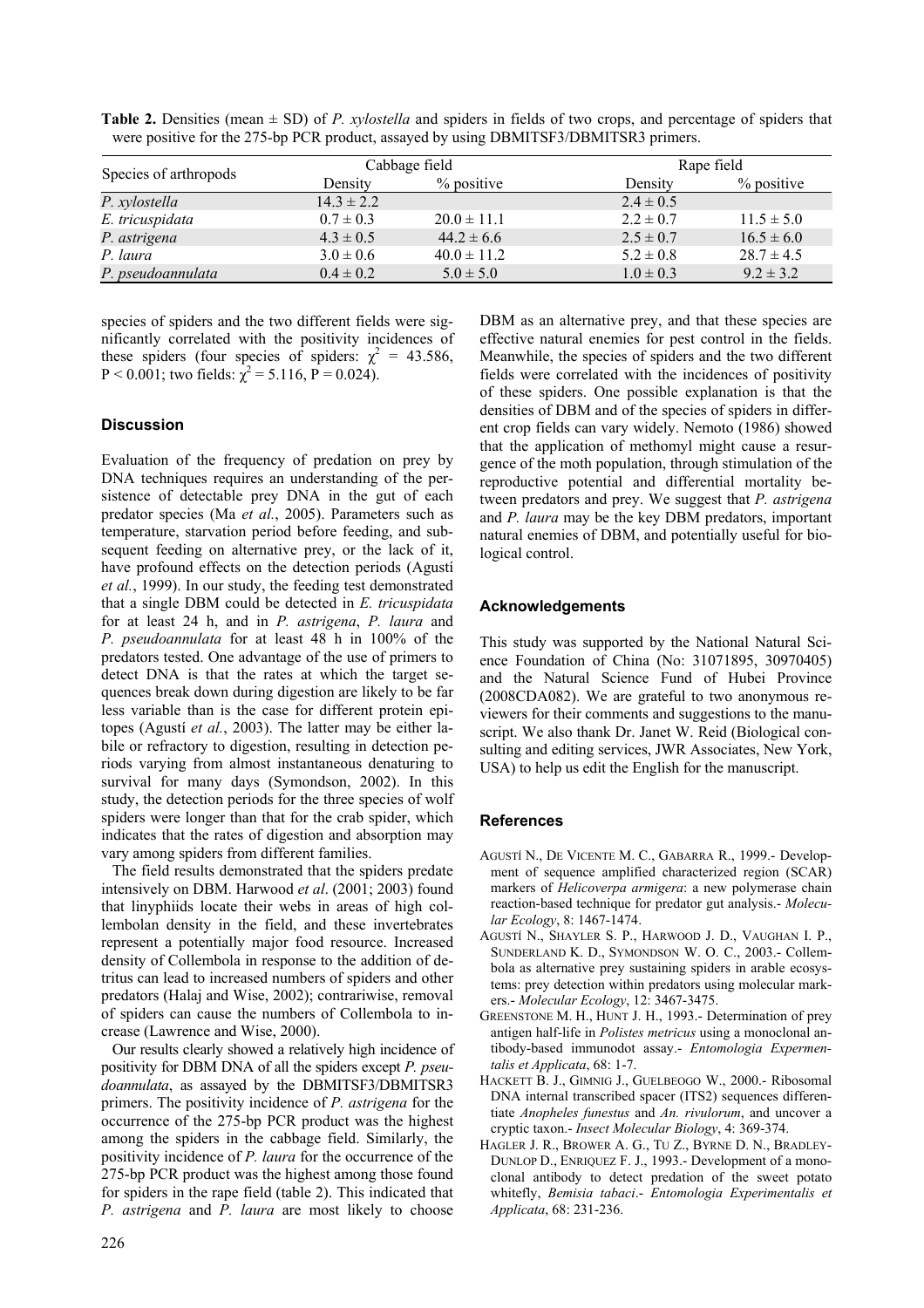**Table 2.** Densities (mean ± SD) of *P. xylostella* and spiders in fields of two crops, and percentage of spiders that were positive for the 275-bp PCR product, assayed by using DBMITSF3/DBMITSR3 primers.

| Species of arthropods | Cabbage field | | Rape field | |
|---|---|---|---|---|
| | Density | % positive | Density | % positive |
| *P. xylostella* | 14.3 ± 2.2 | | 2.4 ± 0.5 | |
| *E. tricuspidata* | 0.7 ± 0.3 | 20.0 ± 11.1 | 2.2 ± 0.7 | 11.5 ± 5.0 |
| *P. astrigena* | 4.3 ± 0.5 | 44.2 ± 6.6 | 2.5 ± 0.7 | 16.5 ± 6.0 |
| *P. laura* | 3.0 ± 0.6 | 40.0 ± 11.2 | 5.2 ± 0.8 | 28.7 ± 4.5 |
| *P. pseudoannulata* | 0.4 ± 0.2 | 5.0 ± 5.0 | 1.0 ± 0.3 | 9.2 ± 3.2 |

species of spiders and the two different fields were significantly correlated with the positivity incidences of these spiders (four species of spiders: $\chi^2 = 43.586$, $P < 0.001$; two fields: $\chi^2 = 5.116$, $P = 0.024$).

## Discussion

Evaluation of the frequency of predation on prey by DNA techniques requires an understanding of the persistence of detectable prey DNA in the gut of each predator species (Ma *et al.*, 2005). Parameters such as temperature, starvation period before feeding, and subsequent feeding on alternative prey, or the lack of it, have profound effects on the detection periods (Agustí *et al.*, 1999). In our study, the feeding test demonstrated that a single DBM could be detected in *E. tricuspidata* for at least 24 h, and in *P. astrigena*, *P. laura* and *P. pseudoannulata* for at least 48 h in 100% of the predators tested. One advantage of the use of primers to detect DNA is that the rates at which the target sequences break down during digestion are likely to be far less variable than is the case for different protein epitopes (Agustí *et al.*, 2003). The latter may be either labile or refractory to digestion, resulting in detection periods varying from almost instantaneous denaturing to survival for many days (Symondson, 2002). In this study, the detection periods for the three species of wolf spiders were longer than that for the crab spider, which indicates that the rates of digestion and absorption may vary among spiders from different families.

The field results demonstrated that the spiders predate intensively on DBM. Harwood *et al*. (2001; 2003) found that linyphiids locate their webs in areas of high collembolan density in the field, and these invertebrates represent a potentially major food resource. Increased density of Collembola in response to the addition of detritus can lead to increased numbers of spiders and other predators (Halaj and Wise, 2002); contrariwise, removal of spiders can cause the numbers of Collembola to increase (Lawrence and Wise, 2000).

Our results clearly showed a relatively high incidence of positivity for DBM DNA of all the spiders except *P. pseudoannulata*, as assayed by the DBMITSF3/DBMITSR3 primers. The positivity incidence of *P. astrigena* for the occurrence of the 275-bp PCR product was the highest among the spiders in the cabbage field. Similarly, the positivity incidence of *P. laura* for the occurrence of the 275-bp PCR product was the highest among those found for spiders in the rape field (table 2). This indicated that *P. astrigena* and *P. laura* are most likely to choose DBM as an alternative prey, and that these species are effective natural enemies for pest control in the fields. Meanwhile, the species of spiders and the two different fields were correlated with the incidences of positivity of these spiders. One possible explanation is that the densities of DBM and of the species of spiders in different crop fields can vary widely. Nemoto (1986) showed that the application of methomyl might cause a resurgence of the moth population, through stimulation of the reproductive potential and differential mortality between predators and prey. We suggest that *P. astrigena* and *P. laura* may be the key DBM predators, important natural enemies of DBM, and potentially useful for biological control.

## Acknowledgements

This study was supported by the National Natural Science Foundation of China (No: 31071895, 30970405) and the Natural Science Fund of Hubei Province (2008CDA082). We are grateful to two anonymous reviewers for their comments and suggestions to the manuscript. We also thank Dr. Janet W. Reid (Biological consulting and editing services, JWR Associates, New York, USA) to help us edit the English for the manuscript.

## References

- AGUSTÍ N., DE VICENTE M. C., GABARRA R., 1999.- Development of sequence amplified characterized region (SCAR) markers of *Helicoverpa armigera*: a new polymerase chain reaction-based technique for predator gut analysis.- *Molecular Ecology*, 8: 1467-1474.
- AGUSTÍ N., SHAYLER S. P., HARWOOD J. D., VAUGHAN I. P., SUNDERLAND K. D., SYMONDSON W. O. C., 2003.- Collembola as alternative prey sustaining spiders in arable ecosystems: prey detection within predators using molecular markers.- *Molecular Ecology*, 12: 3467-3475.
- GREENSTONE M. H., HUNT J. H., 1993.- Determination of prey antigen half-life in *Polistes metricus* using a monoclonal antibody-based immunodot assay.- *Entomologia Expermentalis et Applicata*, 68: 1-7.
- HACKETT B. J., GIMNIG J., GUELBEOGO W., 2000.- Ribosomal DNA internal transcribed spacer (ITS2) sequences differentiate *Anopheles funestus* and *An. rivulorum*, and uncover a cryptic taxon.- *Insect Molecular Biology*, 4: 369-374.
- HAGLER J. R., BROWER A. G., TU Z., BYRNE D. N., BRADLEY-DUNLOP D., ENRIQUEZ F. J., 1993.- Development of a monoclonal antibody to detect predation of the sweet potato whitefly, *Bemisia tabaci*.- *Entomologia Experimentalis et Applicata*, 68: 231-236.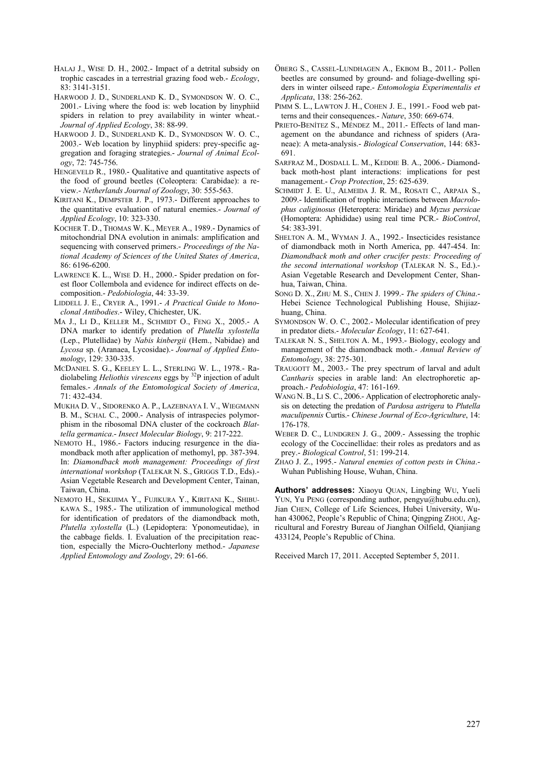HALAJ J., WISE D. H., 2002.- Impact of a detrital subsidy on trophic cascades in a terrestrial grazing food web.- *Ecology*, 83: 3141-3151.

HARWOOD J. D., SUNDERLAND K. D., SYMONDSON W. O. C., 2001.- Living where the food is: web location by linyphiid spiders in relation to prey availability in winter wheat.- *Journal of Applied Ecology*, 38: 88-99.

HARWOOD J. D., SUNDERLAND K. D., SYMONDSON W. O. C., 2003.- Web location by linyphiid spiders: prey-specific aggregation and foraging strategies.- *Journal of Animal Ecology*, 72: 745-756.

HENGEVELD R., 1980.- Qualitative and quantitative aspects of the food of ground beetles (Coleoptera: Carabidae): a review.- *Netherlands Journal of Zoology*, 30: 555-563.

KIRITANI K., DEMPSTER J. P., 1973.- Different approaches to the quantitative evaluation of natural enemies.- *Journal of Applied Ecology*, 10: 323-330.

KOCHER T. D., THOMAS W. K., MEYER A., 1989.- Dynamics of mitochondrial DNA evolution in animals: amplification and sequencing with conserved primers.- *Proceedings of the National Academy of Sciences of the United States of America*, 86: 6196-6200.

LAWRENCE K. L., WISE D. H., 2000.- Spider predation on forest floor Collembola and evidence for indirect effects on decomposition.- *Pedobiologia*, 44: 33-39.

LIDDELL J. E., CRYER A., 1991.- *A Practical Guide to Monoclonal Antibodies*.- Wiley, Chichester, UK.

MA J., LI D., KELLER M., SCHMIDT O., FENG X., 2005.- A DNA marker to identify predation of *Plutella xylostella* (Lep., Plutellidae) by *Nabis kinbergii* (Hem., Nabidae) and *Lycosa* sp. (Aranaea, Lycosidae).- *Journal of Applied Entomology*, 129: 330-335.

MCDANIEL S. G., KEELEY L. L., STERLING W. L., 1978.- Radiolabeling *Heliothis virescens* eggs by $^{32}$P injection of adult females.- *Annals of the Entomological Society of America*, 71: 432-434.

MUKHA D. V., SIDORENKO A. P., LAZEBNAYA I. V., WIEGMANN B. M., SCHAL C., 2000.- Analysis of intraspecies polymorphism in the ribosomal DNA cluster of the cockroach *Blattella germanica*.- *Insect Molecular Biology*, 9: 217-222.

NEMOTO H., 1986.- Factors inducing resurgence in the diamondback moth after application of methomyl, pp. 387-394. In: *Diamondback moth management: Proceedings of first international workshop* (TALEKAR N. S., GRIGGS T.D., Eds).- Asian Vegetable Research and Development Center, Tainan, Taiwan, China.

NEMOTO H., SEKIJIMA Y., FUJIKURA Y., KIRITANI K., SHIBUKAWA S., 1985.- The utilization of immunological method for identification of predators of the diamondback moth, *Plutella xylostella* (L.) (Lepidoptera: Yponomeutidae), in the cabbage fields. I. Evaluation of the precipitation reaction, especially the Micro-Ouchterlony method.- *Japanese Applied Entomology and Zoology*, 29: 61-66.

ÖBERG S., CASSEL-LUNDHAGEN A., EKBOM B., 2011.- Pollen beetles are consumed by ground- and foliage-dwelling spiders in winter oilseed rape.- *Entomologia Experimentalis et Applicata*, 138: 256-262.

PIMM S. L., LAWTON J. H., COHEN J. E., 1991.- Food web patterns and their consequences.- *Nature*, 350: 669-674.

PRIETO-BENÍTEZ S., MÉNDEZ M., 2011.- Effects of land management on the abundance and richness of spiders (Araneae): A meta-analysis.- *Biological Conservation*, 144: 683-691.

SARFRAZ M., DOSDALL L. M., KEDDIE B. A., 2006.- Diamondback moth-host plant interactions: implications for pest management.- *Crop Protection*, 25: 625-639.

SCHMIDT J. E. U., ALMEIDA J. R. M., ROSATI C., ARPAIA S., 2009.- Identification of trophic interactions between *Macrolophus caliginosus* (Heteroptera: Miridae) and *Myzus persicae* (Homoptera: Aphididae) using real time PCR.- *BioControl*, 54: 383-391.

SHELTON A. M., WYMAN J. A., 1992.- Insecticides resistance of diamondback moth in North America, pp. 447-454. In: *Diamondback moth and other crucifer pests: Proceeding of the second international workshop* (TALEKAR N. S., Ed.).- Asian Vegetable Research and Development Center, Shanhua, Taiwan, China.

SONG D. X., ZHU M. S., CHEN J. 1999.- *The spiders of China*.- Hebei Science Technological Publishing House, Shijiazhuang, China.

SYMONDSON W. O. C., 2002.- Molecular identification of prey in predator diets.- *Molecular Ecology*, 11: 627-641.

TALEKAR N. S., SHELTON A. M., 1993.- Biology, ecology and management of the diamondback moth.- *Annual Review of Entomology*, 38: 275-301.

TRAUGOTT M., 2003.- The prey spectrum of larval and adult *Cantharis* species in arable land: An electrophoretic approach.- *Pedobiologia*, 47: 161-169.

WANG N. B., LI S. C., 2006.- Application of electrophoretic analysis on detecting the predation of *Pardosa astrigera* to *Plutella maculipennis* Curtis.- *Chinese Journal of Eco-Agriculture*, 14: 176-178.

WEBER D. C., LUNDGREN J. G., 2009.- Assessing the trophic ecology of the Coccinellidae: their roles as predators and as prey.- *Biological Control*, 51: 199-214.

ZHAO J. Z., 1995.- *Natural enemies of cotton pests in China*.- Wuhan Publishing House, Wuhan, China.

**Authors' addresses:** Xiaoyu QUAN, Lingbing WU, Yueli YUN, Yu PENG (corresponding author, pengyu@hubu.edu.cn), Jian CHEN, College of Life Sciences, Hubei University, Wuhan 430062, People's Republic of China; Qingping ZHOU, Agricultural and Forestry Bureau of Jianghan Oilfield, Qianjiang 433124, People's Republic of China.

Received March 17, 2011. Accepted September 5, 2011.